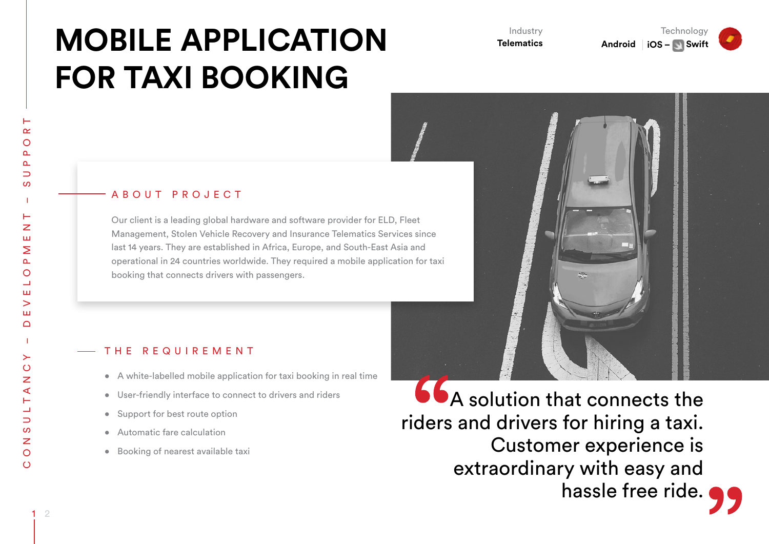# MOBILE APPLICATION FOR TAXI BOOKING

Industry
**Telematics**

Technology
**Android** | **iOS – Swift**

CONSULTANCY – DEVELOPMENT – SUPPORT

## ABOUT PROJECT

Our client is a leading global hardware and software provider for ELD, Fleet Management, Stolen Vehicle Recovery and Insurance Telematics Services since last 14 years. They are established in Africa, Europe, and South-East Asia and operational in 24 countries worldwide. They required a mobile application for taxi booking that connects drivers with passengers.

## THE REQUIREMENT

- A white-labelled mobile application for taxi booking in real time
- User-friendly interface to connect to drivers and riders
- Support for best route option
- Automatic fare calculation
- Booking of nearest available taxi

> “A solution that connects the riders and drivers for hiring a taxi. Customer experience is extraordinary with easy and hassle free ride.”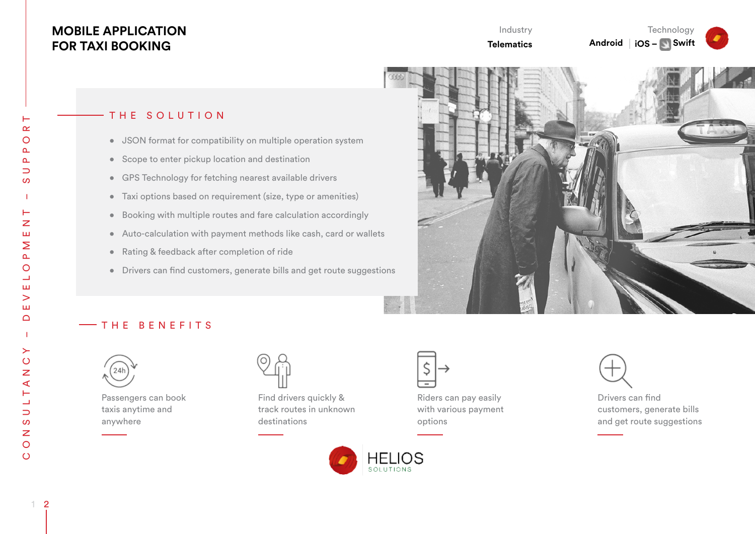# MOBILE APPLICATION FOR TAXI BOOKING

Industry
**Telematics**

Technology
**Android** | **iOS – Swift**

CONSULTANCY – DEVELOPMENT – SUPPORT

## THE SOLUTION

- JSON format for compatibility on multiple operation system
- Scope to enter pickup location and destination
- GPS Technology for fetching nearest available drivers
- Taxi options based on requirement (size, type or amenities)
- Booking with multiple routes and fare calculation accordingly
- Auto-calculation with payment methods like cash, card or wallets
- Rating & feedback after completion of ride
- Drivers can find customers, generate bills and get route suggestions

## THE BENEFITS

Passengers can book taxis anytime and anywhere

Find drivers quickly & track routes in unknown destinations

Riders can pay easily with various payment options

Drivers can find customers, generate bills and get route suggestions

HELIOS SOLUTIONS